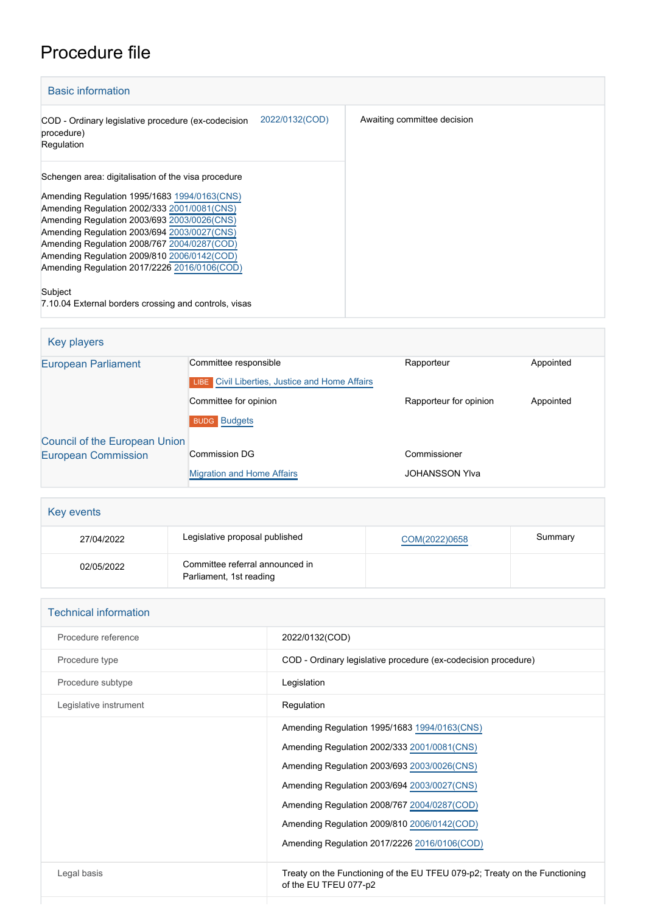# Procedure file

## Basic information

| | | |
|---|---|---|
| COD - Ordinary legislative procedure (ex-codecision procedure)<br>Regulation | 2022/0132(COD) | Awaiting committee decision |

Schengen area: digitalisation of the visa procedure

Amending Regulation 1995/1683 1994/0163(CNS)
Amending Regulation 2002/333 2001/0081(CNS)
Amending Regulation 2003/693 2003/0026(CNS)
Amending Regulation 2003/694 2003/0027(CNS)
Amending Regulation 2008/767 2004/0287(COD)
Amending Regulation 2009/810 2006/0142(COD)
Amending Regulation 2017/2226 2016/0106(COD)

Subject
7.10.04 External borders crossing and controls, visas

## Key players

| | | | |
|---|---|---|---|
| European Parliament | Committee responsible | Rapporteur | Appointed |
| | LIBE Civil Liberties, Justice and Home Affairs | | |
| | Committee for opinion | Rapporteur for opinion | Appointed |
| | BUDG Budgets | | |
| Council of the European Union | | | |
| European Commission | Commission DG | Commissioner | |
| | Migration and Home Affairs | JOHANSSON Ylva | |

## Key events

| | | | |
|---|---|---|---|
| 27/04/2022 | Legislative proposal published | COM(2022)0658 | Summary |
| 02/05/2022 | Committee referral announced in Parliament, 1st reading | | |

## Technical information

| | |
|---|---|
| Procedure reference | 2022/0132(COD) |
| Procedure type | COD - Ordinary legislative procedure (ex-codecision procedure) |
| Procedure subtype | Legislation |
| Legislative instrument | Regulation |
| | Amending Regulation 1995/1683 1994/0163(CNS)<br>Amending Regulation 2002/333 2001/0081(CNS)<br>Amending Regulation 2003/693 2003/0026(CNS)<br>Amending Regulation 2003/694 2003/0027(CNS)<br>Amending Regulation 2008/767 2004/0287(COD)<br>Amending Regulation 2009/810 2006/0142(COD)<br>Amending Regulation 2017/2226 2016/0106(COD) |
| Legal basis | Treaty on the Functioning of the EU TFEU 079-p2; Treaty on the Functioning of the EU TFEU 077-p2 |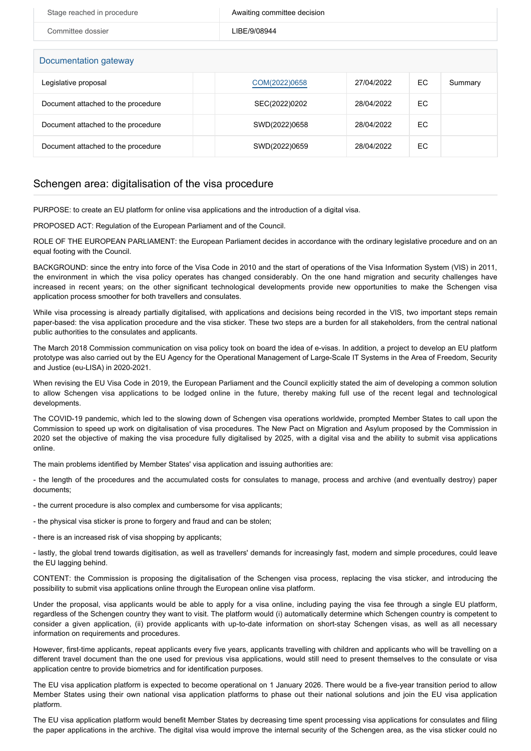| Stage reached in procedure | Awaiting committee decision |
|---|---|
| Committee dossier | LIBE/9/08944 |

## Documentation gateway

| Legislative proposal | | COM(2022)0658 | 27/04/2022 | EC | Summary |
|---|---|---|---|---|---|
| Document attached to the procedure | | SEC(2022)0202 | 28/04/2022 | EC | |
| Document attached to the procedure | | SWD(2022)0658 | 28/04/2022 | EC | |
| Document attached to the procedure | | SWD(2022)0659 | 28/04/2022 | EC | |

## Schengen area: digitalisation of the visa procedure

PURPOSE: to create an EU platform for online visa applications and the introduction of a digital visa.

PROPOSED ACT: Regulation of the European Parliament and of the Council.

ROLE OF THE EUROPEAN PARLIAMENT: the European Parliament decides in accordance with the ordinary legislative procedure and on an equal footing with the Council.

BACKGROUND: since the entry into force of the Visa Code in 2010 and the start of operations of the Visa Information System (VIS) in 2011, the environment in which the visa policy operates has changed considerably. On the one hand migration and security challenges have increased in recent years; on the other significant technological developments provide new opportunities to make the Schengen visa application process smoother for both travellers and consulates.

While visa processing is already partially digitalised, with applications and decisions being recorded in the VIS, two important steps remain paper-based: the visa application procedure and the visa sticker. These two steps are a burden for all stakeholders, from the central national public authorities to the consulates and applicants.

The March 2018 Commission communication on visa policy took on board the idea of e-visas. In addition, a project to develop an EU platform prototype was also carried out by the EU Agency for the Operational Management of Large-Scale IT Systems in the Area of Freedom, Security and Justice (eu-LISA) in 2020-2021.

When revising the EU Visa Code in 2019, the European Parliament and the Council explicitly stated the aim of developing a common solution to allow Schengen visa applications to be lodged online in the future, thereby making full use of the recent legal and technological developments.

The COVID-19 pandemic, which led to the slowing down of Schengen visa operations worldwide, prompted Member States to call upon the Commission to speed up work on digitalisation of visa procedures. The New Pact on Migration and Asylum proposed by the Commission in 2020 set the objective of making the visa procedure fully digitalised by 2025, with a digital visa and the ability to submit visa applications online.

The main problems identified by Member States' visa application and issuing authorities are:

- the length of the procedures and the accumulated costs for consulates to manage, process and archive (and eventually destroy) paper documents;

- the current procedure is also complex and cumbersome for visa applicants;

- the physical visa sticker is prone to forgery and fraud and can be stolen;

- there is an increased risk of visa shopping by applicants;

- lastly, the global trend towards digitisation, as well as travellers' demands for increasingly fast, modern and simple procedures, could leave the EU lagging behind.

CONTENT: the Commission is proposing the digitalisation of the Schengen visa process, replacing the visa sticker, and introducing the possibility to submit visa applications online through the European online visa platform.

Under the proposal, visa applicants would be able to apply for a visa online, including paying the visa fee through a single EU platform, regardless of the Schengen country they want to visit. The platform would (i) automatically determine which Schengen country is competent to consider a given application, (ii) provide applicants with up-to-date information on short-stay Schengen visas, as well as all necessary information on requirements and procedures.

However, first-time applicants, repeat applicants every five years, applicants travelling with children and applicants who will be travelling on a different travel document than the one used for previous visa applications, would still need to present themselves to the consulate or visa application centre to provide biometrics and for identification purposes.

The EU visa application platform is expected to become operational on 1 January 2026. There would be a five-year transition period to allow Member States using their own national visa application platforms to phase out their national solutions and join the EU visa application platform.

The EU visa application platform would benefit Member States by decreasing time spent processing visa applications for consulates and filing the paper applications in the archive. The digital visa would improve the internal security of the Schengen area, as the visa sticker could no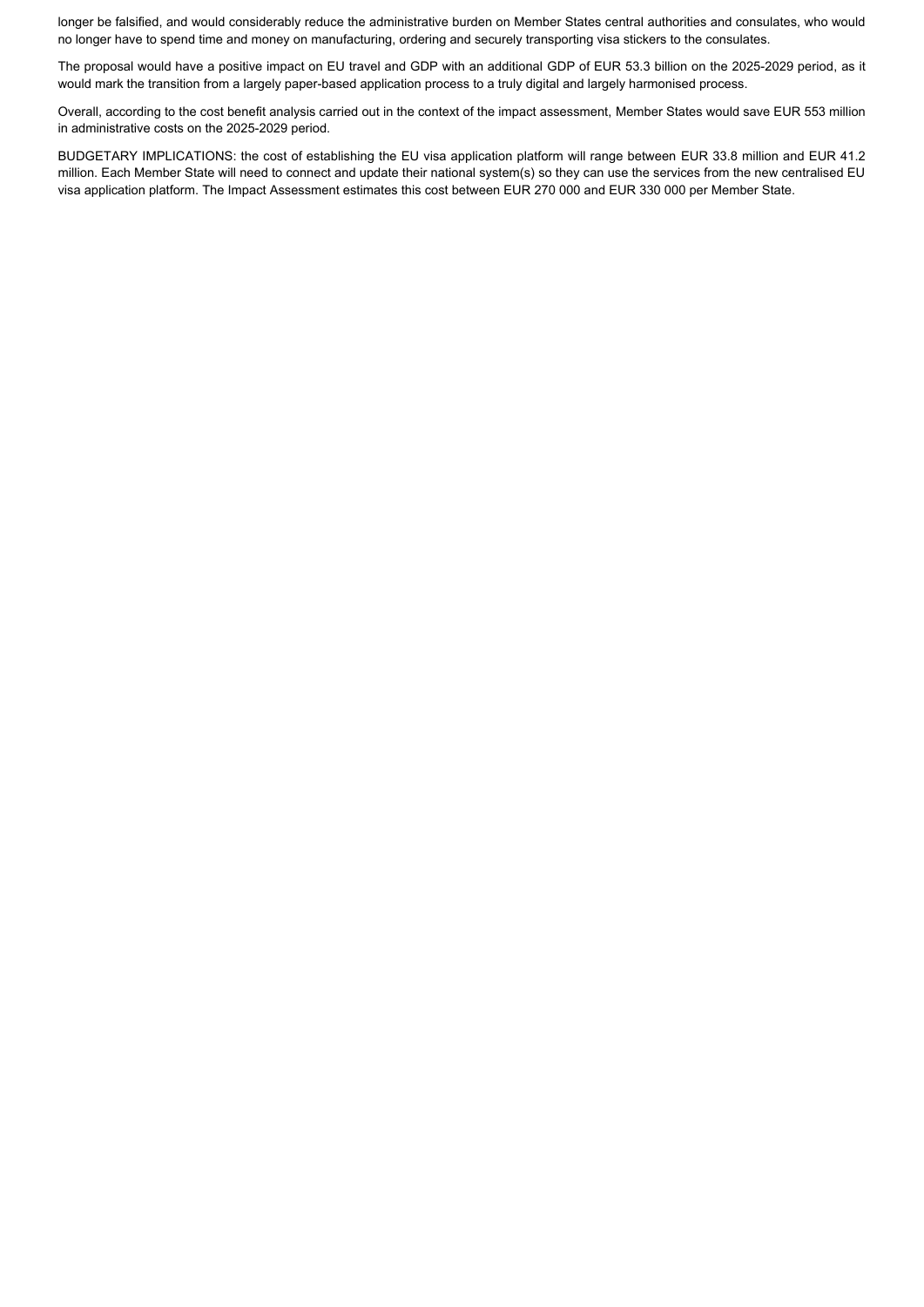longer be falsified, and would considerably reduce the administrative burden on Member States central authorities and consulates, who would no longer have to spend time and money on manufacturing, ordering and securely transporting visa stickers to the consulates.

The proposal would have a positive impact on EU travel and GDP with an additional GDP of EUR 53.3 billion on the 2025-2029 period, as it would mark the transition from a largely paper-based application process to a truly digital and largely harmonised process.

Overall, according to the cost benefit analysis carried out in the context of the impact assessment, Member States would save EUR 553 million in administrative costs on the 2025-2029 period.

BUDGETARY IMPLICATIONS: the cost of establishing the EU visa application platform will range between EUR 33.8 million and EUR 41.2 million. Each Member State will need to connect and update their national system(s) so they can use the services from the new centralised EU visa application platform. The Impact Assessment estimates this cost between EUR 270 000 and EUR 330 000 per Member State.